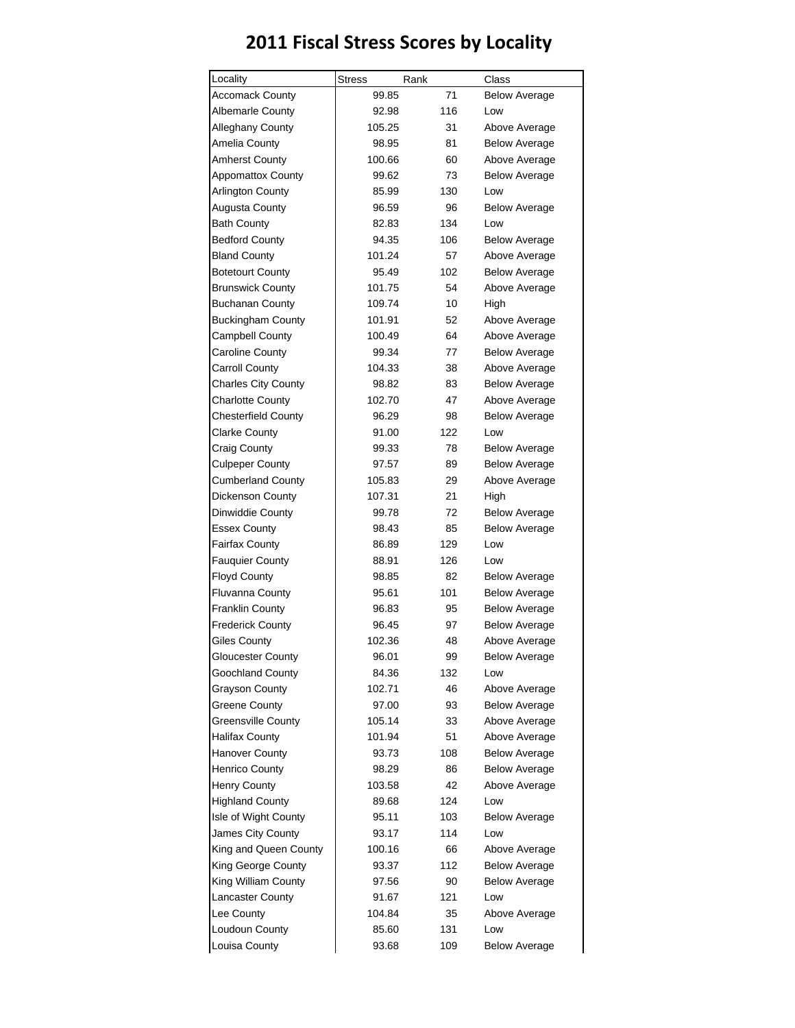# 2011 Fiscal Stress Scores by Locality

| Locality | Stress | Rank | Class |
|---|---|---|---|
| Accomack County | 99.85 | 71 | Below Average |
| Albemarle County | 92.98 | 116 | Low |
| Alleghany County | 105.25 | 31 | Above Average |
| Amelia County | 98.95 | 81 | Below Average |
| Amherst County | 100.66 | 60 | Above Average |
| Appomattox County | 99.62 | 73 | Below Average |
| Arlington County | 85.99 | 130 | Low |
| Augusta County | 96.59 | 96 | Below Average |
| Bath County | 82.83 | 134 | Low |
| Bedford County | 94.35 | 106 | Below Average |
| Bland County | 101.24 | 57 | Above Average |
| Botetourt County | 95.49 | 102 | Below Average |
| Brunswick County | 101.75 | 54 | Above Average |
| Buchanan County | 109.74 | 10 | High |
| Buckingham County | 101.91 | 52 | Above Average |
| Campbell County | 100.49 | 64 | Above Average |
| Caroline County | 99.34 | 77 | Below Average |
| Carroll County | 104.33 | 38 | Above Average |
| Charles City County | 98.82 | 83 | Below Average |
| Charlotte County | 102.70 | 47 | Above Average |
| Chesterfield County | 96.29 | 98 | Below Average |
| Clarke County | 91.00 | 122 | Low |
| Craig County | 99.33 | 78 | Below Average |
| Culpeper County | 97.57 | 89 | Below Average |
| Cumberland County | 105.83 | 29 | Above Average |
| Dickenson County | 107.31 | 21 | High |
| Dinwiddie County | 99.78 | 72 | Below Average |
| Essex County | 98.43 | 85 | Below Average |
| Fairfax County | 86.89 | 129 | Low |
| Fauquier County | 88.91 | 126 | Low |
| Floyd County | 98.85 | 82 | Below Average |
| Fluvanna County | 95.61 | 101 | Below Average |
| Franklin County | 96.83 | 95 | Below Average |
| Frederick County | 96.45 | 97 | Below Average |
| Giles County | 102.36 | 48 | Above Average |
| Gloucester County | 96.01 | 99 | Below Average |
| Goochland County | 84.36 | 132 | Low |
| Grayson County | 102.71 | 46 | Above Average |
| Greene County | 97.00 | 93 | Below Average |
| Greensville County | 105.14 | 33 | Above Average |
| Halifax County | 101.94 | 51 | Above Average |
| Hanover County | 93.73 | 108 | Below Average |
| Henrico County | 98.29 | 86 | Below Average |
| Henry County | 103.58 | 42 | Above Average |
| Highland County | 89.68 | 124 | Low |
| Isle of Wight County | 95.11 | 103 | Below Average |
| James City County | 93.17 | 114 | Low |
| King and Queen County | 100.16 | 66 | Above Average |
| King George County | 93.37 | 112 | Below Average |
| King William County | 97.56 | 90 | Below Average |
| Lancaster County | 91.67 | 121 | Low |
| Lee County | 104.84 | 35 | Above Average |
| Loudoun County | 85.60 | 131 | Low |
| Louisa County | 93.68 | 109 | Below Average |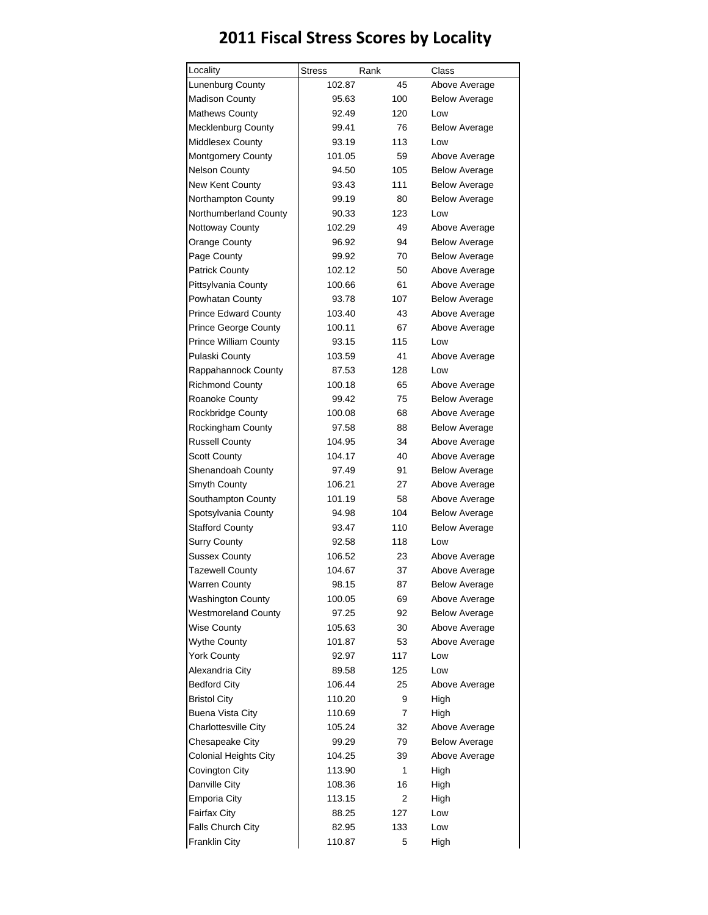# 2011 Fiscal Stress Scores by Locality

| Locality | Stress | Rank | Class |
|---|---|---|---|
| Lunenburg County | 102.87 | 45 | Above Average |
| Madison County | 95.63 | 100 | Below Average |
| Mathews County | 92.49 | 120 | Low |
| Mecklenburg County | 99.41 | 76 | Below Average |
| Middlesex County | 93.19 | 113 | Low |
| Montgomery County | 101.05 | 59 | Above Average |
| Nelson County | 94.50 | 105 | Below Average |
| New Kent County | 93.43 | 111 | Below Average |
| Northampton County | 99.19 | 80 | Below Average |
| Northumberland County | 90.33 | 123 | Low |
| Nottoway County | 102.29 | 49 | Above Average |
| Orange County | 96.92 | 94 | Below Average |
| Page County | 99.92 | 70 | Below Average |
| Patrick County | 102.12 | 50 | Above Average |
| Pittsylvania County | 100.66 | 61 | Above Average |
| Powhatan County | 93.78 | 107 | Below Average |
| Prince Edward County | 103.40 | 43 | Above Average |
| Prince George County | 100.11 | 67 | Above Average |
| Prince William County | 93.15 | 115 | Low |
| Pulaski County | 103.59 | 41 | Above Average |
| Rappahannock County | 87.53 | 128 | Low |
| Richmond County | 100.18 | 65 | Above Average |
| Roanoke County | 99.42 | 75 | Below Average |
| Rockbridge County | 100.08 | 68 | Above Average |
| Rockingham County | 97.58 | 88 | Below Average |
| Russell County | 104.95 | 34 | Above Average |
| Scott County | 104.17 | 40 | Above Average |
| Shenandoah County | 97.49 | 91 | Below Average |
| Smyth County | 106.21 | 27 | Above Average |
| Southampton County | 101.19 | 58 | Above Average |
| Spotsylvania County | 94.98 | 104 | Below Average |
| Stafford County | 93.47 | 110 | Below Average |
| Surry County | 92.58 | 118 | Low |
| Sussex County | 106.52 | 23 | Above Average |
| Tazewell County | 104.67 | 37 | Above Average |
| Warren County | 98.15 | 87 | Below Average |
| Washington County | 100.05 | 69 | Above Average |
| Westmoreland County | 97.25 | 92 | Below Average |
| Wise County | 105.63 | 30 | Above Average |
| Wythe County | 101.87 | 53 | Above Average |
| York County | 92.97 | 117 | Low |
| Alexandria City | 89.58 | 125 | Low |
| Bedford City | 106.44 | 25 | Above Average |
| Bristol City | 110.20 | 9 | High |
| Buena Vista City | 110.69 | 7 | High |
| Charlottesville City | 105.24 | 32 | Above Average |
| Chesapeake City | 99.29 | 79 | Below Average |
| Colonial Heights City | 104.25 | 39 | Above Average |
| Covington City | 113.90 | 1 | High |
| Danville City | 108.36 | 16 | High |
| Emporia City | 113.15 | 2 | High |
| Fairfax City | 88.25 | 127 | Low |
| Falls Church City | 82.95 | 133 | Low |
| Franklin City | 110.87 | 5 | High |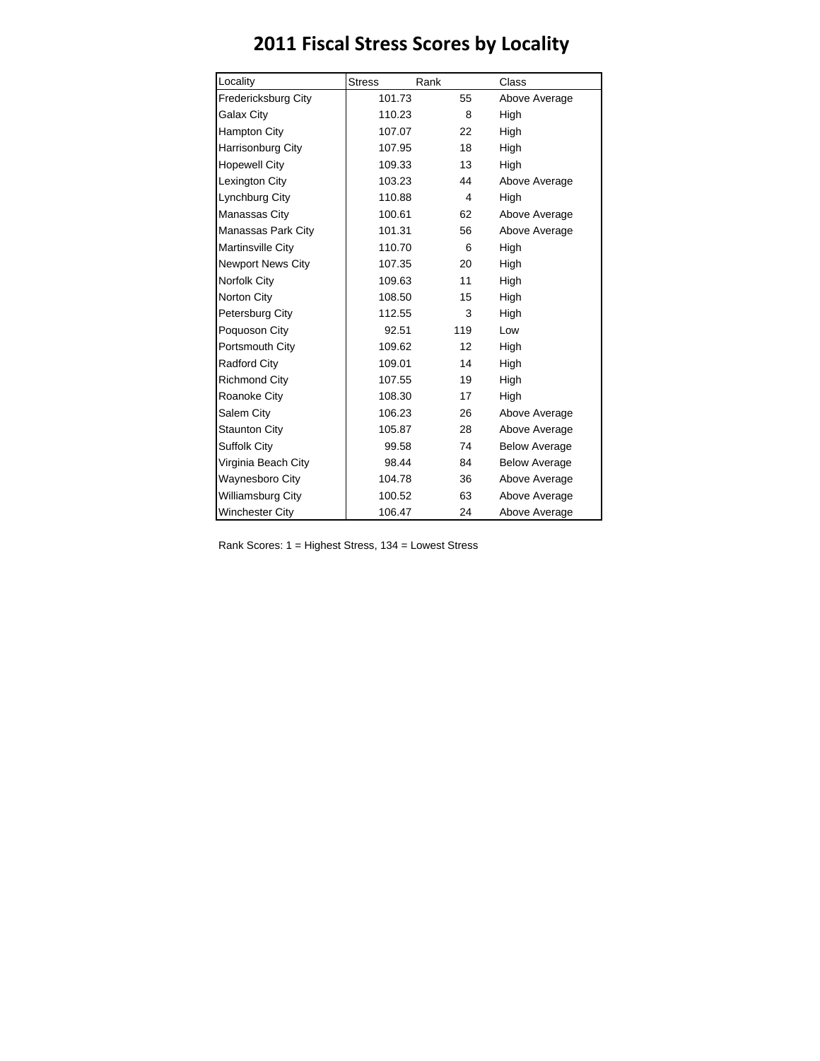# 2011 Fiscal Stress Scores by Locality

| Locality | Stress | Rank | Class |
|---|---|---|---|
| Fredericksburg City | 101.73 | 55 | Above Average |
| Galax City | 110.23 | 8 | High |
| Hampton City | 107.07 | 22 | High |
| Harrisonburg City | 107.95 | 18 | High |
| Hopewell City | 109.33 | 13 | High |
| Lexington City | 103.23 | 44 | Above Average |
| Lynchburg City | 110.88 | 4 | High |
| Manassas City | 100.61 | 62 | Above Average |
| Manassas Park City | 101.31 | 56 | Above Average |
| Martinsville City | 110.70 | 6 | High |
| Newport News City | 107.35 | 20 | High |
| Norfolk City | 109.63 | 11 | High |
| Norton City | 108.50 | 15 | High |
| Petersburg City | 112.55 | 3 | High |
| Poquoson City | 92.51 | 119 | Low |
| Portsmouth City | 109.62 | 12 | High |
| Radford City | 109.01 | 14 | High |
| Richmond City | 107.55 | 19 | High |
| Roanoke City | 108.30 | 17 | High |
| Salem City | 106.23 | 26 | Above Average |
| Staunton City | 105.87 | 28 | Above Average |
| Suffolk City | 99.58 | 74 | Below Average |
| Virginia Beach City | 98.44 | 84 | Below Average |
| Waynesboro City | 104.78 | 36 | Above Average |
| Williamsburg City | 100.52 | 63 | Above Average |
| Winchester City | 106.47 | 24 | Above Average |

Rank Scores: 1 = Highest Stress, 134 = Lowest Stress